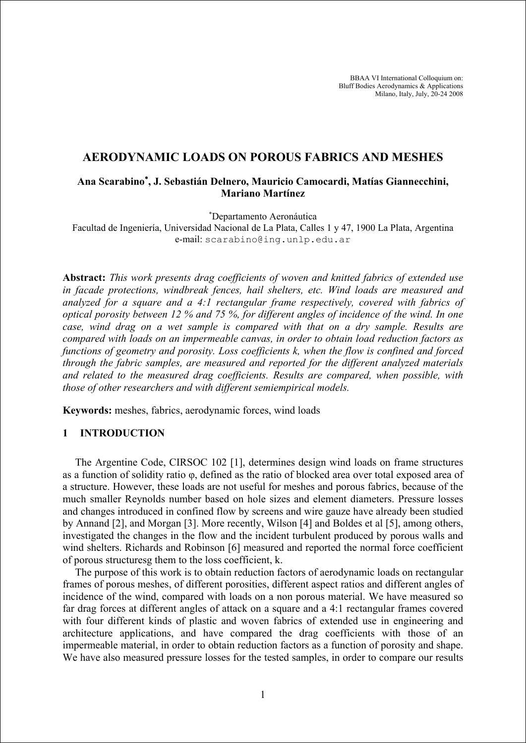BBAA VI International Colloquium on:
Bluff Bodies Aerodynamics & Applications
Milano, Italy, July, 20-24 2008

# AERODYNAMIC LOADS ON POROUS FABRICS AND MESHES

**Ana Scarabino*, J. Sebastián Delnero, Mauricio Camocardi, Matías Giannecchini, Mariano Martínez**

*Departamento Aeronáutica
Facultad de Ingeniería, Universidad Nacional de La Plata, Calles 1 y 47, 1900 La Plata, Argentina
e-mail: scarabino@ing.unlp.edu.ar

**Abstract:** *This work presents drag coefficients of woven and knitted fabrics of extended use in facade protections, windbreak fences, hail shelters, etc. Wind loads are measured and analyzed for a square and a 4:1 rectangular frame respectively, covered with fabrics of optical porosity between 12 % and 75 %, for different angles of incidence of the wind. In one case, wind drag on a wet sample is compared with that on a dry sample. Results are compared with loads on an impermeable canvas, in order to obtain load reduction factors as functions of geometry and porosity. Loss coefficients k, when the flow is confined and forced through the fabric samples, are measured and reported for the different analyzed materials and related to the measured drag coefficients. Results are compared, when possible, with those of other researchers and with different semiempirical models.*

**Keywords:** meshes, fabrics, aerodynamic forces, wind loads

## 1 INTRODUCTION

The Argentine Code, CIRSOC 102 [1], determines design wind loads on frame structures as a function of solidity ratio φ, defined as the ratio of blocked area over total exposed area of a structure. However, these loads are not useful for meshes and porous fabrics, because of the much smaller Reynolds number based on hole sizes and element diameters. Pressure losses and changes introduced in confined flow by screens and wire gauze have already been studied by Annand [2], and Morgan [3]. More recently, Wilson [4] and Boldes et al [5], among others, investigated the changes in the flow and the incident turbulent produced by porous walls and wind shelters. Richards and Robinson [6] measured and reported the normal force coefficient of porous structuresg them to the loss coefficient, k.

The purpose of this work is to obtain reduction factors of aerodynamic loads on rectangular frames of porous meshes, of different porosities, different aspect ratios and different angles of incidence of the wind, compared with loads on a non porous material. We have measured so far drag forces at different angles of attack on a square and a 4:1 rectangular frames covered with four different kinds of plastic and woven fabrics of extended use in engineering and architecture applications, and have compared the drag coefficients with those of an impermeable material, in order to obtain reduction factors as a function of porosity and shape. We have also measured pressure losses for the tested samples, in order to compare our results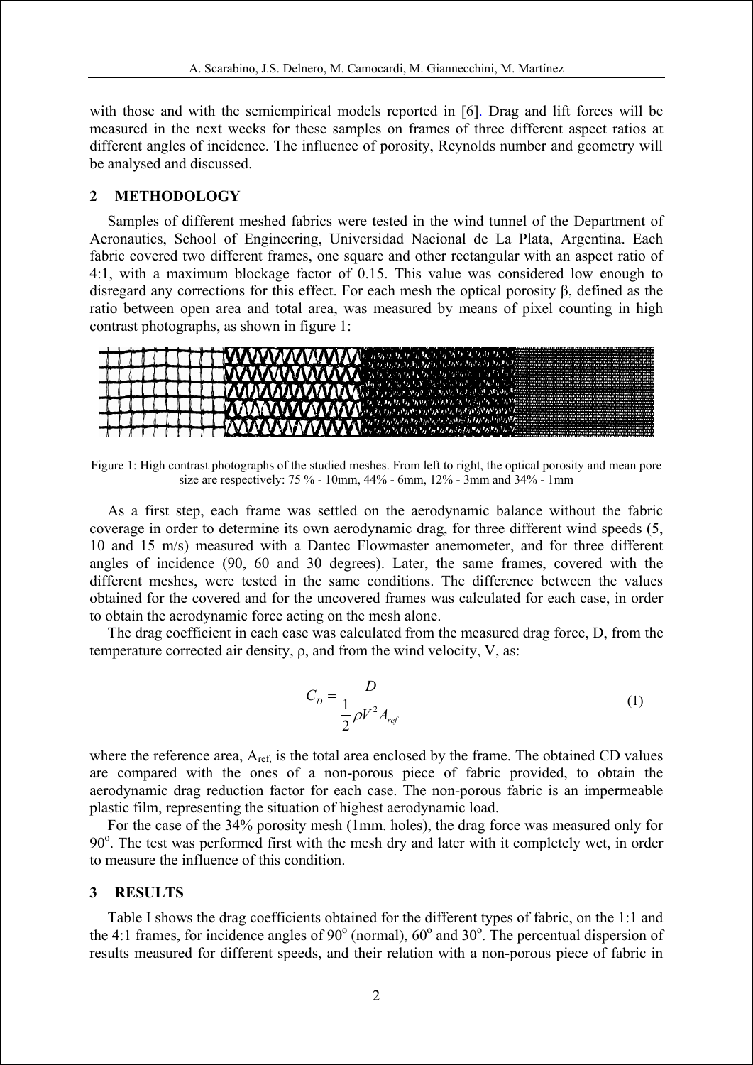with those and with the semiempirical models reported in [6]. Drag and lift forces will be measured in the next weeks for these samples on frames of three different aspect ratios at different angles of incidence. The influence of porosity, Reynolds number and geometry will be analysed and discussed.

## 2 METHODOLOGY

Samples of different meshed fabrics were tested in the wind tunnel of the Department of Aeronautics, School of Engineering, Universidad Nacional de La Plata, Argentina. Each fabric covered two different frames, one square and other rectangular with an aspect ratio of 4:1, with a maximum blockage factor of 0.15. This value was considered low enough to disregard any corrections for this effect. For each mesh the optical porosity $\beta$, defined as the ratio between open area and total area, was measured by means of pixel counting in high contrast photographs, as shown in figure 1:

Figure 1: High contrast photographs of the studied meshes. From left to right, the optical porosity and mean pore size are respectively: 75 % - 10mm, 44% - 6mm, 12% - 3mm and 34% - 1mm

As a first step, each frame was settled on the aerodynamic balance without the fabric coverage in order to determine its own aerodynamic drag, for three different wind speeds (5, 10 and 15 m/s) measured with a Dantec Flowmaster anemometer, and for three different angles of incidence (90, 60 and 30 degrees). Later, the same frames, covered with the different meshes, were tested in the same conditions. The difference between the values obtained for the covered and for the uncovered frames was calculated for each case, in order to obtain the aerodynamic force acting on the mesh alone.

The drag coefficient in each case was calculated from the measured drag force, D, from the temperature corrected air density, $\rho$, and from the wind velocity, V, as:

$$C_D = \frac{D}{\frac{1}{2}\rho V^2 A_{ref}} \tag{1}$$

where the reference area, $A_{ref}$, is the total area enclosed by the frame. The obtained CD values are compared with the ones of a non-porous piece of fabric provided, to obtain the aerodynamic drag reduction factor for each case. The non-porous fabric is an impermeable plastic film, representing the situation of highest aerodynamic load.

For the case of the 34% porosity mesh (1mm. holes), the drag force was measured only for $90^o$. The test was performed first with the mesh dry and later with it completely wet, in order to measure the influence of this condition.

## 3 RESULTS

Table I shows the drag coefficients obtained for the different types of fabric, on the 1:1 and the 4:1 frames, for incidence angles of $90^o$ (normal), $60^o$ and $30^o$. The percentual dispersion of results measured for different speeds, and their relation with a non-porous piece of fabric in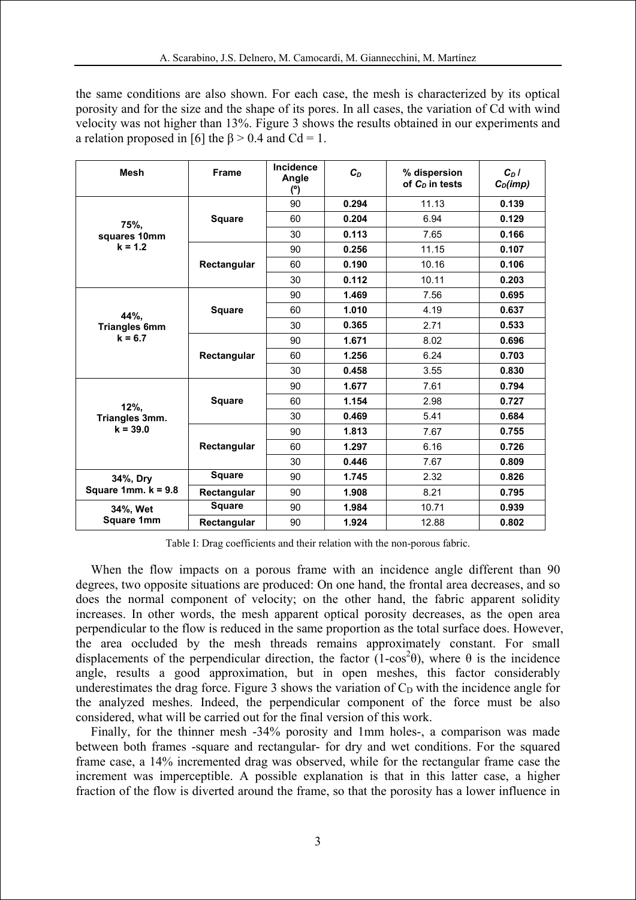the same conditions are also shown. For each case, the mesh is characterized by its optical porosity and for the size and the shape of its pores. In all cases, the variation of Cd with wind velocity was not higher than 13%. Figure 3 shows the results obtained in our experiments and a relation proposed in [6] the $\beta > 0.4$ and Cd = 1.

| Mesh | Frame | Incidence Angle (º) | $C_D$ | % dispersion of $C_D$ in tests | $C_D$ / $C_D(imp)$ |
|---|---|---|---|---|---|
| 75%, squares 10mm k = 1.2 | Square | 90 | **0.294** | 11.13 | **0.139** |
| | | 60 | **0.204** | 6.94 | **0.129** |
| | | 30 | **0.113** | 7.65 | **0.166** |
| | Rectangular | 90 | **0.256** | 11.15 | **0.107** |
| | | 60 | **0.190** | 10.16 | **0.106** |
| | | 30 | **0.112** | 10.11 | **0.203** |
| 44%, Triangles 6mm k = 6.7 | Square | 90 | **1.469** | 7.56 | **0.695** |
| | | 60 | **1.010** | 4.19 | **0.637** |
| | | 30 | **0.365** | 2.71 | **0.533** |
| | Rectangular | 90 | **1.671** | 8.02 | **0.696** |
| | | 60 | **1.256** | 6.24 | **0.703** |
| | | 30 | **0.458** | 3.55 | **0.830** |
| 12%, Triangles 3mm. k = 39.0 | Square | 90 | **1.677** | 7.61 | **0.794** |
| | | 60 | **1.154** | 2.98 | **0.727** |
| | | 30 | **0.469** | 5.41 | **0.684** |
| | Rectangular | 90 | **1.813** | 7.67 | **0.755** |
| | | 60 | **1.297** | 6.16 | **0.726** |
| | | 30 | **0.446** | 7.67 | **0.809** |
| 34%, Dry Square 1mm. k = 9.8 | Square | 90 | **1.745** | 2.32 | **0.826** |
| | Rectangular | 90 | **1.908** | 8.21 | **0.795** |
| 34%, Wet Square 1mm | Square | 90 | **1.984** | 10.71 | **0.939** |
| | Rectangular | 90 | **1.924** | 12.88 | **0.802** |

Table I: Drag coefficients and their relation with the non-porous fabric.

When the flow impacts on a porous frame with an incidence angle different than 90 degrees, two opposite situations are produced: On one hand, the frontal area decreases, and so does the normal component of velocity; on the other hand, the fabric apparent solidity increases. In other words, the mesh apparent optical porosity decreases, as the open area perpendicular to the flow is reduced in the same proportion as the total surface does. However, the area occluded by the mesh threads remains approximately constant. For small displacements of the perpendicular direction, the factor $(1\text{-}\cos^2\theta)$, where $\theta$ is the incidence angle, results a good approximation, but in open meshes, this factor considerably underestimates the drag force. Figure 3 shows the variation of $C_D$ with the incidence angle for the analyzed meshes. Indeed, the perpendicular component of the force must be also considered, what will be carried out for the final version of this work.

Finally, for the thinner mesh -34% porosity and 1mm holes-, a comparison was made between both frames -square and rectangular- for dry and wet conditions. For the squared frame case, a 14% incremented drag was observed, while for the rectangular frame case the increment was imperceptible. A possible explanation is that in this latter case, a higher fraction of the flow is diverted around the frame, so that the porosity has a lower influence in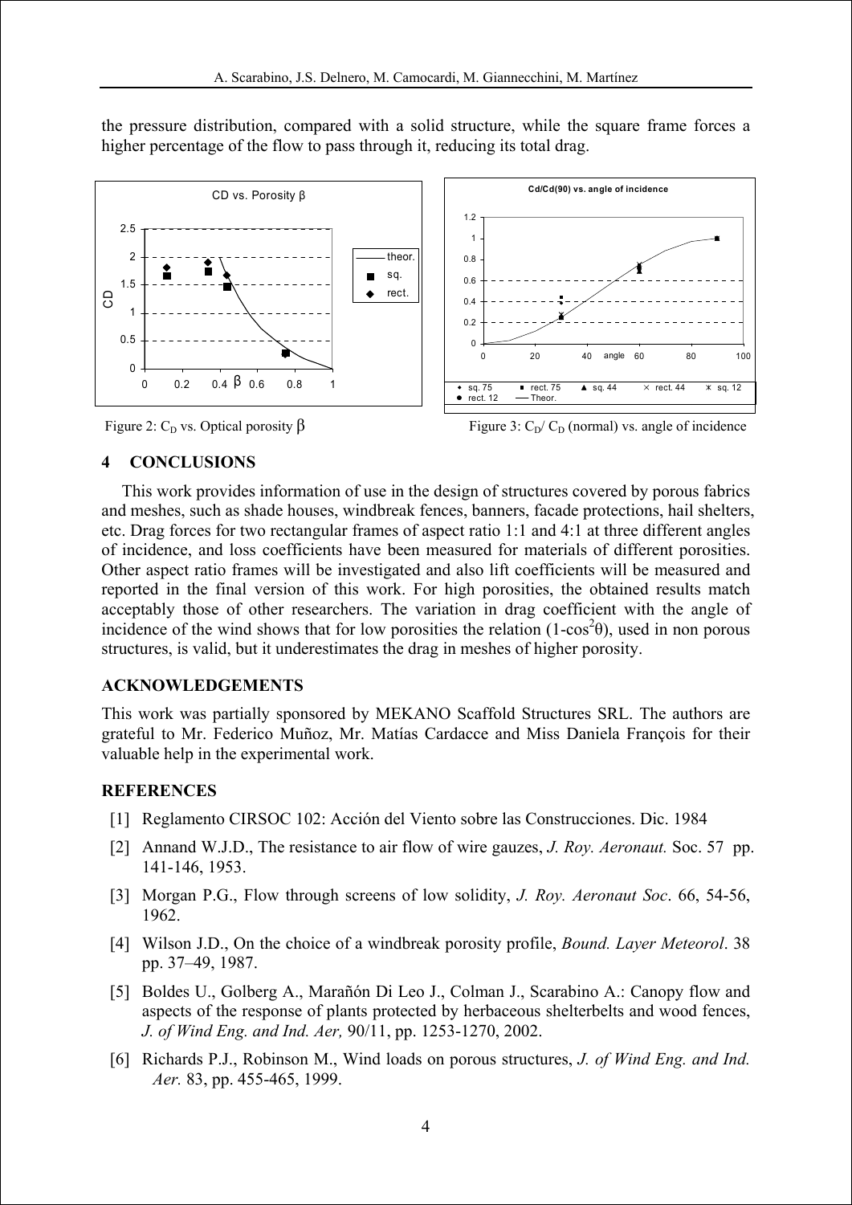the pressure distribution, compared with a solid structure, while the square frame forces a higher percentage of the flow to pass through it, reducing its total drag.

CD vs. Porosity β

2.5
2
1.5
1
0.5
0
CD
0 0.2 0.4 β 0.6 0.8 1
theor.
sq.
rect.

Figure 2: $C_D$ vs. Optical porosity $\beta$

Cd/Cd(90) vs. angle of incidence

1.2
1
0.8
0.6
0.4
0.2
0
0 20 40 angle 60 80 100
sq. 75 rect. 75 sq. 44 rect. 44 sq. 12
rect. 12 Theor.

Figure 3: $C_D$/ $C_D$ (normal) vs. angle of incidence

## 4 CONCLUSIONS

This work provides information of use in the design of structures covered by porous fabrics and meshes, such as shade houses, windbreak fences, banners, facade protections, hail shelters, etc. Drag forces for two rectangular frames of aspect ratio 1:1 and 4:1 at three different angles of incidence, and loss coefficients have been measured for materials of different porosities. Other aspect ratio frames will be investigated and also lift coefficients will be measured and reported in the final version of this work. For high porosities, the obtained results match acceptably those of other researchers. The variation in drag coefficient with the angle of incidence of the wind shows that for low porosities the relation $(1\text{-}\cos^2\theta)$, used in non porous structures, is valid, but it underestimates the drag in meshes of higher porosity.

## ACKNOWLEDGEMENTS

This work was partially sponsored by MEKANO Scaffold Structures SRL. The authors are grateful to Mr. Federico Muñoz, Mr. Matías Cardacce and Miss Daniela François for their valuable help in the experimental work.

## REFERENCES

[1] Reglamento CIRSOC 102: Acción del Viento sobre las Construcciones. Dic. 1984

[2] Annand W.J.D., The resistance to air flow of wire gauzes, *J. Roy. Aeronaut.* Soc. 57 pp. 141-146, 1953.

[3] Morgan P.G., Flow through screens of low solidity, *J. Roy. Aeronaut Soc*. 66, 54-56, 1962.

[4] Wilson J.D., On the choice of a windbreak porosity profile, *Bound. Layer Meteorol*. 38 pp. 37–49, 1987.

[5] Boldes U., Golberg A., Marañón Di Leo J., Colman J., Scarabino A.: Canopy flow and aspects of the response of plants protected by herbaceous shelterbelts and wood fences, *J. of Wind Eng. and Ind. Aer,* 90/11, pp. 1253-1270, 2002.

[6] Richards P.J., Robinson M., Wind loads on porous structures, *J. of Wind Eng. and Ind. Aer.* 83, pp. 455-465, 1999.